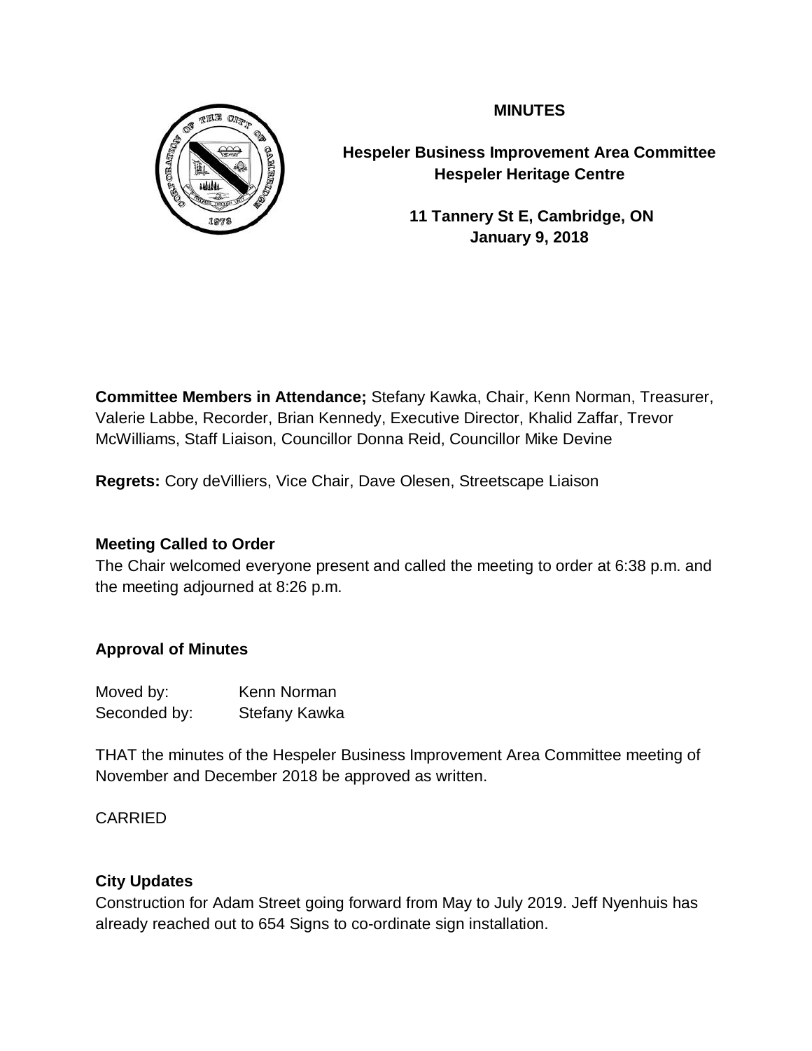# MINUTES

**Hespeler Business Improvement Area Committee**
**Hespeler Heritage Centre**

**11 Tannery St E, Cambridge, ON**
**January 9, 2018**

**Committee Members in Attendance;** Stefany Kawka, Chair, Kenn Norman, Treasurer, Valerie Labbe, Recorder, Brian Kennedy, Executive Director, Khalid Zaffar, Trevor McWilliams, Staff Liaison, Councillor Donna Reid, Councillor Mike Devine

**Regrets:** Cory deVilliers, Vice Chair, Dave Olesen, Streetscape Liaison

**Meeting Called to Order**

The Chair welcomed everyone present and called the meeting to order at 6:38 p.m. and the meeting adjourned at 8:26 p.m.

**Approval of Minutes**

Moved by: Kenn Norman
Seconded by: Stefany Kawka

THAT the minutes of the Hespeler Business Improvement Area Committee meeting of November and December 2018 be approved as written.

CARRIED

**City Updates**

Construction for Adam Street going forward from May to July 2019. Jeff Nyenhuis has already reached out to 654 Signs to co-ordinate sign installation.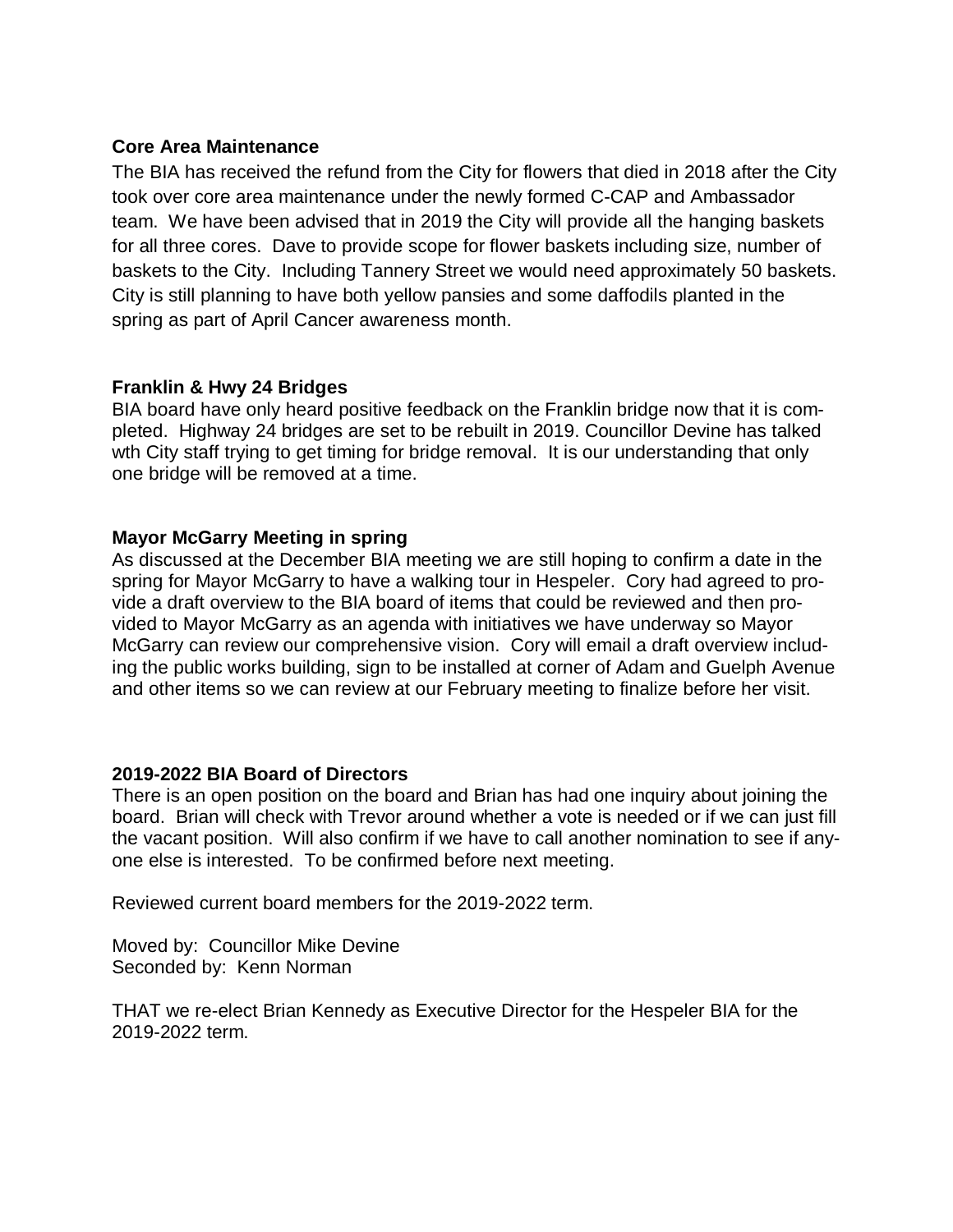**Core Area Maintenance**

The BIA has received the refund from the City for flowers that died in 2018 after the City took over core area maintenance under the newly formed C-CAP and Ambassador team. We have been advised that in 2019 the City will provide all the hanging baskets for all three cores. Dave to provide scope for flower baskets including size, number of baskets to the City. Including Tannery Street we would need approximately 50 baskets. City is still planning to have both yellow pansies and some daffodils planted in the spring as part of April Cancer awareness month.

**Franklin & Hwy 24 Bridges**

BIA board have only heard positive feedback on the Franklin bridge now that it is completed. Highway 24 bridges are set to be rebuilt in 2019. Councillor Devine has talked wth City staff trying to get timing for bridge removal. It is our understanding that only one bridge will be removed at a time.

**Mayor McGarry Meeting in spring**

As discussed at the December BIA meeting we are still hoping to confirm a date in the spring for Mayor McGarry to have a walking tour in Hespeler. Cory had agreed to provide a draft overview to the BIA board of items that could be reviewed and then provided to Mayor McGarry as an agenda with initiatives we have underway so Mayor McGarry can review our comprehensive vision. Cory will email a draft overview including the public works building, sign to be installed at corner of Adam and Guelph Avenue and other items so we can review at our February meeting to finalize before her visit.

**2019-2022 BIA Board of Directors**

There is an open position on the board and Brian has had one inquiry about joining the board. Brian will check with Trevor around whether a vote is needed or if we can just fill the vacant position. Will also confirm if we have to call another nomination to see if anyone else is interested. To be confirmed before next meeting.

Reviewed current board members for the 2019-2022 term.

Moved by: Councillor Mike Devine
Seconded by: Kenn Norman

THAT we re-elect Brian Kennedy as Executive Director for the Hespeler BIA for the 2019-2022 term.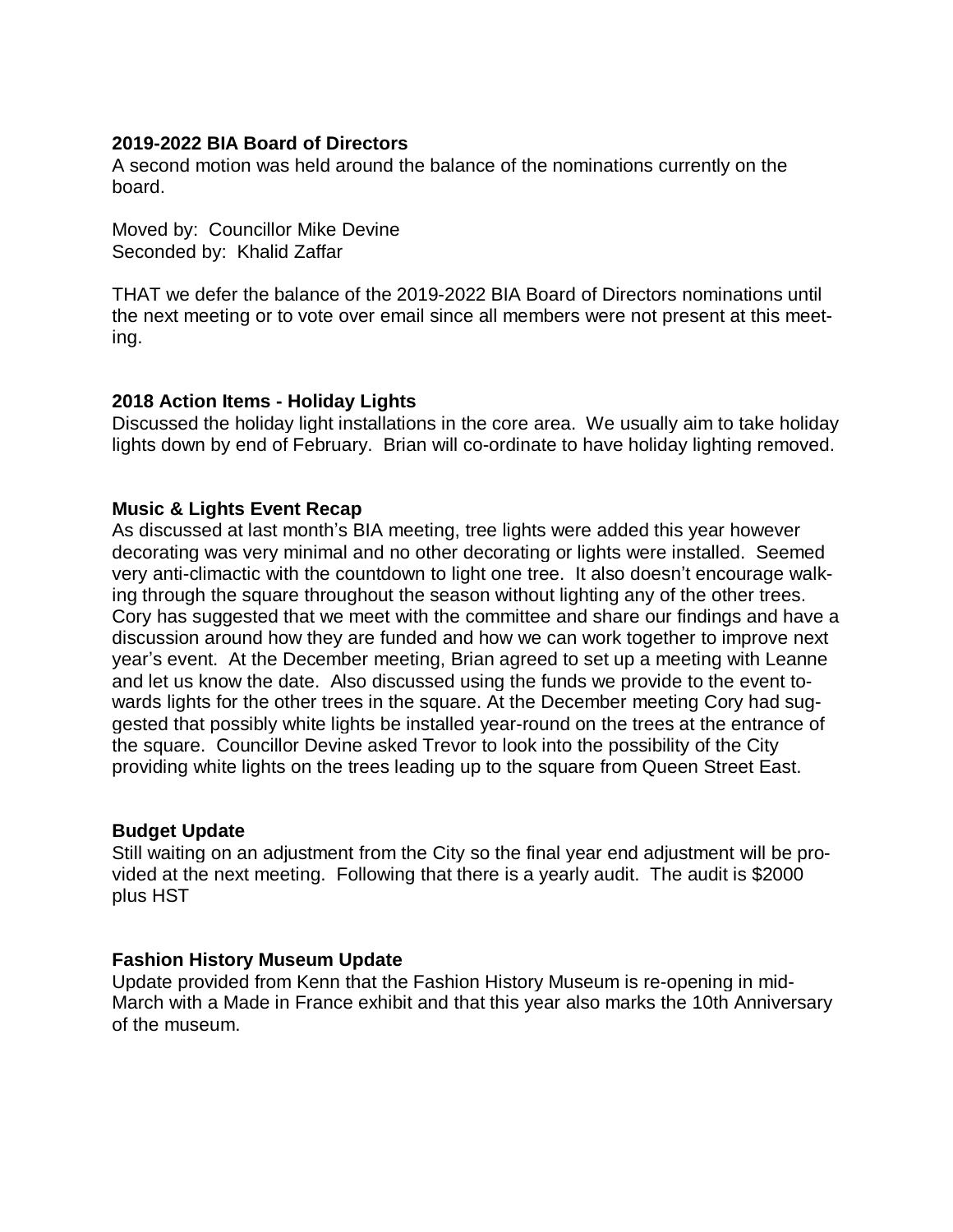**2019-2022 BIA Board of Directors**

A second motion was held around the balance of the nominations currently on the board.

Moved by: Councillor Mike Devine
Seconded by: Khalid Zaffar

THAT we defer the balance of the 2019-2022 BIA Board of Directors nominations until the next meeting or to vote over email since all members were not present at this meeting.

**2018 Action Items - Holiday Lights**

Discussed the holiday light installations in the core area. We usually aim to take holiday lights down by end of February. Brian will co-ordinate to have holiday lighting removed.

**Music & Lights Event Recap**

As discussed at last month's BIA meeting, tree lights were added this year however decorating was very minimal and no other decorating or lights were installed. Seemed very anti-climactic with the countdown to light one tree. It also doesn't encourage walking through the square throughout the season without lighting any of the other trees. Cory has suggested that we meet with the committee and share our findings and have a discussion around how they are funded and how we can work together to improve next year's event. At the December meeting, Brian agreed to set up a meeting with Leanne and let us know the date. Also discussed using the funds we provide to the event towards lights for the other trees in the square. At the December meeting Cory had suggested that possibly white lights be installed year-round on the trees at the entrance of the square. Councillor Devine asked Trevor to look into the possibility of the City providing white lights on the trees leading up to the square from Queen Street East.

**Budget Update**

Still waiting on an adjustment from the City so the final year end adjustment will be provided at the next meeting. Following that there is a yearly audit. The audit is $2000 plus HST

**Fashion History Museum Update**

Update provided from Kenn that the Fashion History Museum is re-opening in mid-March with a Made in France exhibit and that this year also marks the 10th Anniversary of the museum.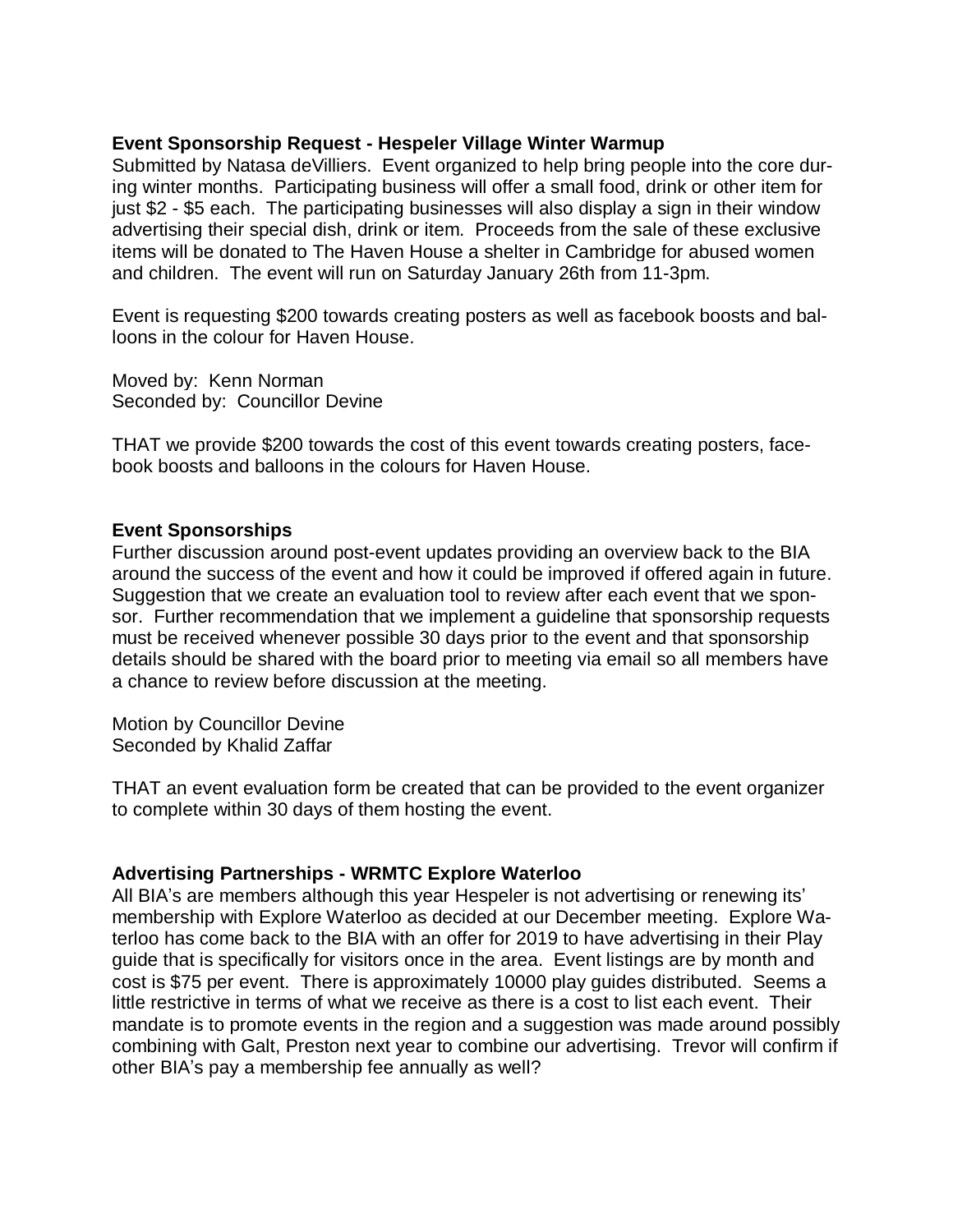**Event Sponsorship Request - Hespeler Village Winter Warmup**

Submitted by Natasa deVilliers. Event organized to help bring people into the core during winter months. Participating business will offer a small food, drink or other item for just $2 - $5 each. The participating businesses will also display a sign in their window advertising their special dish, drink or item. Proceeds from the sale of these exclusive items will be donated to The Haven House a shelter in Cambridge for abused women and children. The event will run on Saturday January 26th from 11-3pm.

Event is requesting $200 towards creating posters as well as facebook boosts and balloons in the colour for Haven House.

Moved by: Kenn Norman
Seconded by: Councillor Devine

THAT we provide $200 towards the cost of this event towards creating posters, facebook boosts and balloons in the colours for Haven House.

**Event Sponsorships**

Further discussion around post-event updates providing an overview back to the BIA around the success of the event and how it could be improved if offered again in future. Suggestion that we create an evaluation tool to review after each event that we sponsor. Further recommendation that we implement a guideline that sponsorship requests must be received whenever possible 30 days prior to the event and that sponsorship details should be shared with the board prior to meeting via email so all members have a chance to review before discussion at the meeting.

Motion by Councillor Devine
Seconded by Khalid Zaffar

THAT an event evaluation form be created that can be provided to the event organizer to complete within 30 days of them hosting the event.

**Advertising Partnerships - WRMTC Explore Waterloo**

All BIA's are members although this year Hespeler is not advertising or renewing its' membership with Explore Waterloo as decided at our December meeting. Explore Waterloo has come back to the BIA with an offer for 2019 to have advertising in their Play guide that is specifically for visitors once in the area. Event listings are by month and cost is $75 per event. There is approximately 10000 play guides distributed. Seems a little restrictive in terms of what we receive as there is a cost to list each event. Their mandate is to promote events in the region and a suggestion was made around possibly combining with Galt, Preston next year to combine our advertising. Trevor will confirm if other BIA's pay a membership fee annually as well?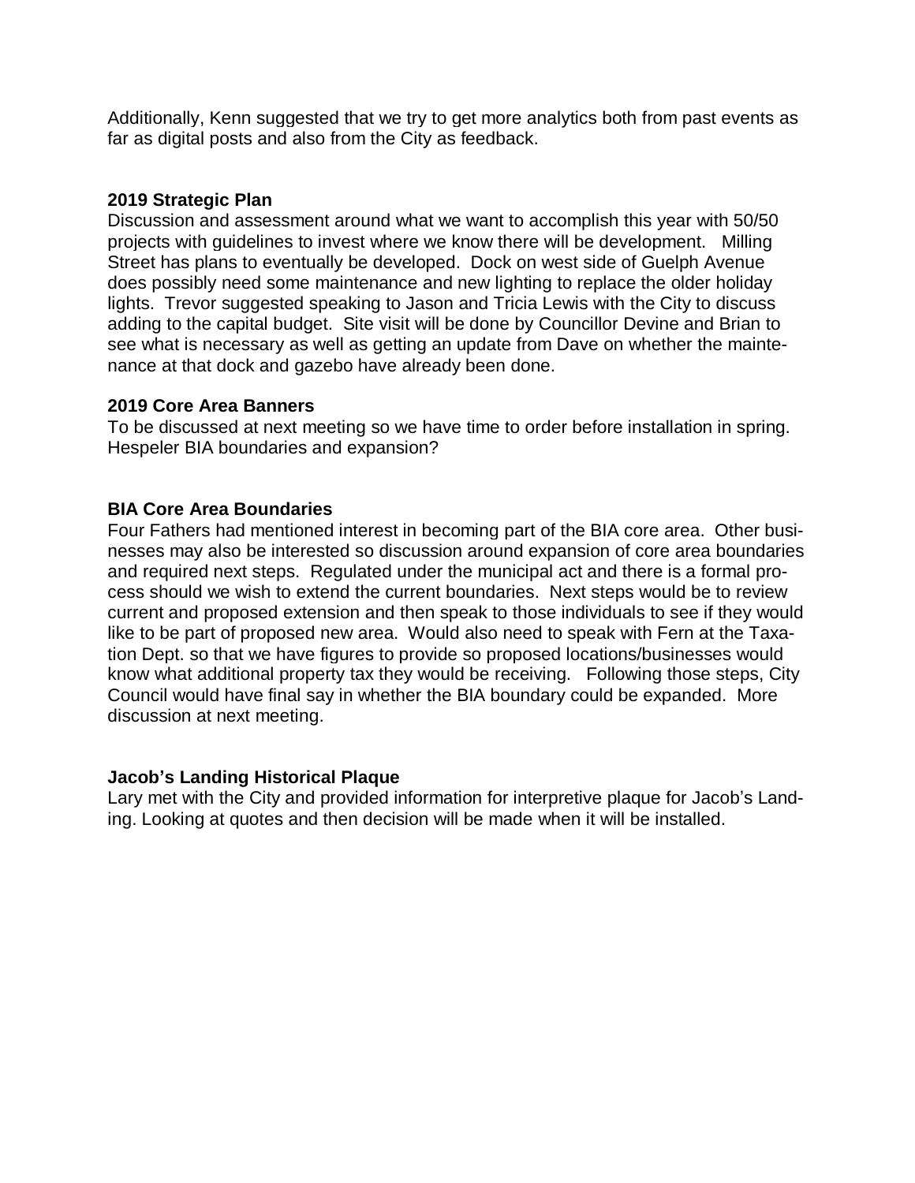Additionally, Kenn suggested that we try to get more analytics both from past events as far as digital posts and also from the City as feedback.

**2019 Strategic Plan**

Discussion and assessment around what we want to accomplish this year with 50/50 projects with guidelines to invest where we know there will be development. Milling Street has plans to eventually be developed. Dock on west side of Guelph Avenue does possibly need some maintenance and new lighting to replace the older holiday lights. Trevor suggested speaking to Jason and Tricia Lewis with the City to discuss adding to the capital budget. Site visit will be done by Councillor Devine and Brian to see what is necessary as well as getting an update from Dave on whether the maintenance at that dock and gazebo have already been done.

**2019 Core Area Banners**

To be discussed at next meeting so we have time to order before installation in spring. Hespeler BIA boundaries and expansion?

**BIA Core Area Boundaries**

Four Fathers had mentioned interest in becoming part of the BIA core area. Other businesses may also be interested so discussion around expansion of core area boundaries and required next steps. Regulated under the municipal act and there is a formal process should we wish to extend the current boundaries. Next steps would be to review current and proposed extension and then speak to those individuals to see if they would like to be part of proposed new area. Would also need to speak with Fern at the Taxation Dept. so that we have figures to provide so proposed locations/businesses would know what additional property tax they would be receiving. Following those steps, City Council would have final say in whether the BIA boundary could be expanded. More discussion at next meeting.

**Jacob's Landing Historical Plaque**

Lary met with the City and provided information for interpretive plaque for Jacob's Landing. Looking at quotes and then decision will be made when it will be installed.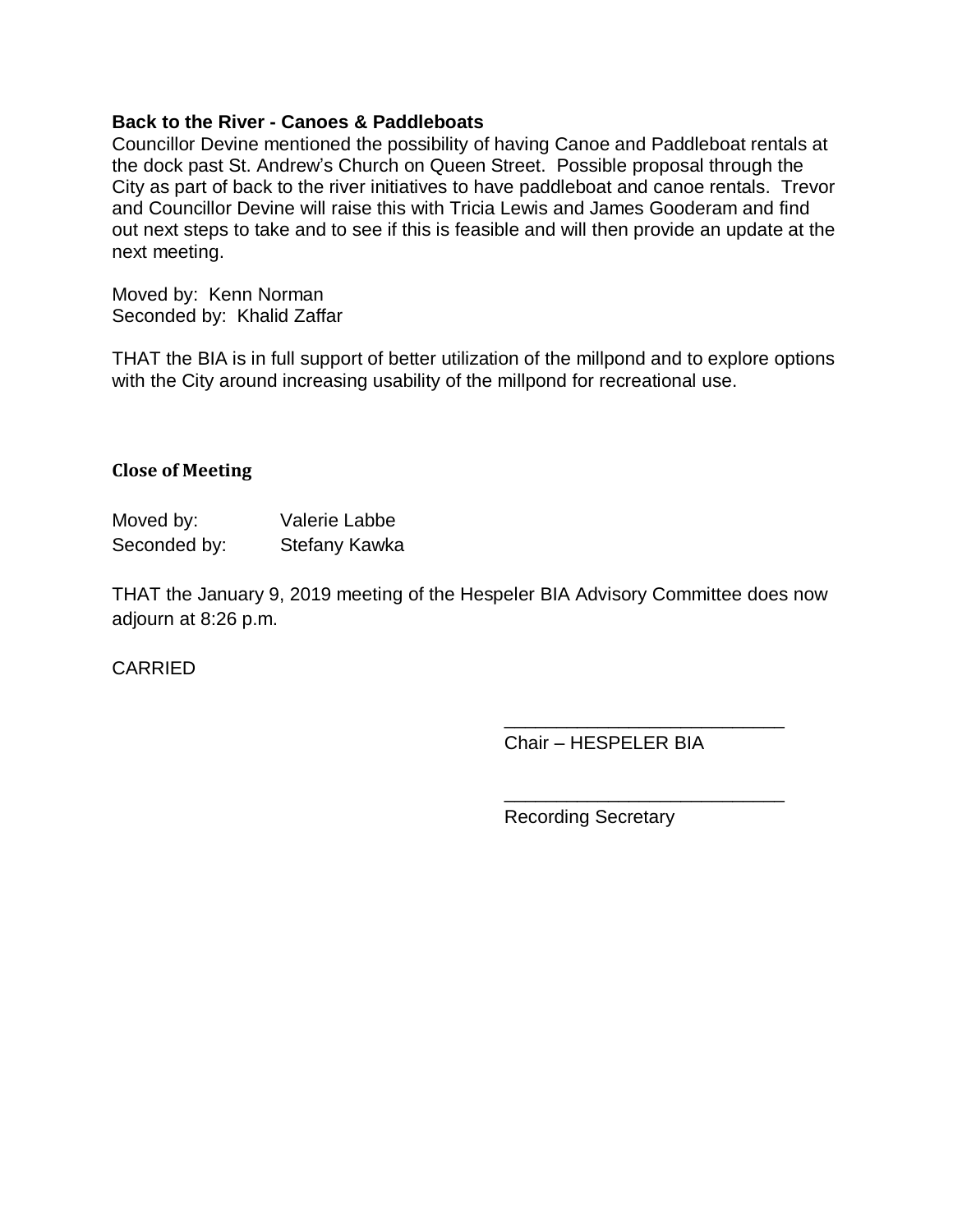**Back to the River - Canoes & Paddleboats**

Councillor Devine mentioned the possibility of having Canoe and Paddleboat rentals at the dock past St. Andrew's Church on Queen Street. Possible proposal through the City as part of back to the river initiatives to have paddleboat and canoe rentals. Trevor and Councillor Devine will raise this with Tricia Lewis and James Gooderam and find out next steps to take and to see if this is feasible and will then provide an update at the next meeting.

Moved by: Kenn Norman
Seconded by: Khalid Zaffar

THAT the BIA is in full support of better utilization of the millpond and to explore options with the City around increasing usability of the millpond for recreational use.

**Close of Meeting**

Moved by: Valerie Labbe
Seconded by: Stefany Kawka

THAT the January 9, 2019 meeting of the Hespeler BIA Advisory Committee does now adjourn at 8:26 p.m.

CARRIED

___________________________
Chair – HESPELER BIA

___________________________
Recording Secretary